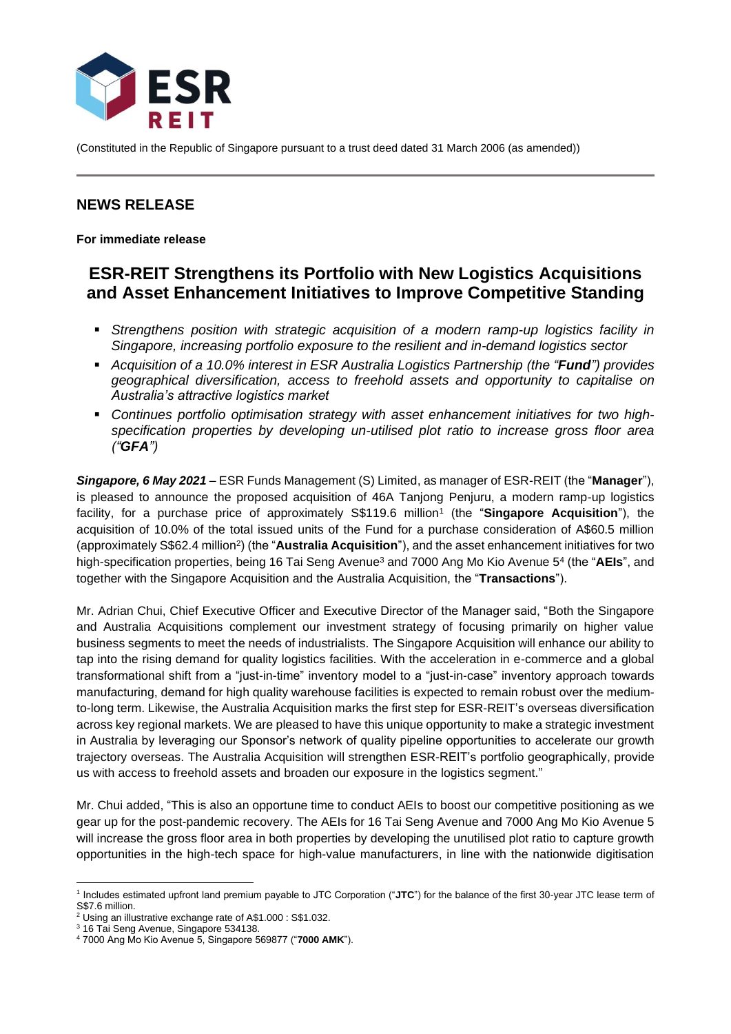(Constituted in the Republic of Singapore pursuant to a trust deed dated 31 March 2006 (as amended))

## NEWS RELEASE

**For immediate release**

# ESR-REIT Strengthens its Portfolio with New Logistics Acquisitions and Asset Enhancement Initiatives to Improve Competitive Standing

- *Strengthens position with strategic acquisition of a modern ramp-up logistics facility in Singapore, increasing portfolio exposure to the resilient and in-demand logistics sector*
- *Acquisition of a 10.0% interest in ESR Australia Logistics Partnership (the "**Fund**") provides geographical diversification, access to freehold assets and opportunity to capitalise on Australia's attractive logistics market*
- *Continues portfolio optimisation strategy with asset enhancement initiatives for two high-specification properties by developing un-utilised plot ratio to increase gross floor area ("**GFA**")*

***Singapore, 6 May 2021*** – ESR Funds Management (S) Limited, as manager of ESR-REIT (the "**Manager**"), is pleased to announce the proposed acquisition of 46A Tanjong Penjuru, a modern ramp-up logistics facility, for a purchase price of approximately S$119.6 million[1] (the "**Singapore Acquisition**"), the acquisition of 10.0% of the total issued units of the Fund for a purchase consideration of A$60.5 million (approximately S$62.4 million[2]) (the "**Australia Acquisition**"), and the asset enhancement initiatives for two high-specification properties, being 16 Tai Seng Avenue[3] and 7000 Ang Mo Kio Avenue 5[4] (the "**AEIs**", and together with the Singapore Acquisition and the Australia Acquisition, the "**Transactions**").

Mr. Adrian Chui, Chief Executive Officer and Executive Director of the Manager said, "Both the Singapore and Australia Acquisitions complement our investment strategy of focusing primarily on higher value business segments to meet the needs of industrialists. The Singapore Acquisition will enhance our ability to tap into the rising demand for quality logistics facilities. With the acceleration in e-commerce and a global transformational shift from a "just-in-time" inventory model to a "just-in-case" inventory approach towards manufacturing, demand for high quality warehouse facilities is expected to remain robust over the medium-to-long term. Likewise, the Australia Acquisition marks the first step for ESR-REIT's overseas diversification across key regional markets. We are pleased to have this unique opportunity to make a strategic investment in Australia by leveraging our Sponsor's network of quality pipeline opportunities to accelerate our growth trajectory overseas. The Australia Acquisition will strengthen ESR-REIT's portfolio geographically, provide us with access to freehold assets and broaden our exposure in the logistics segment."

Mr. Chui added, "This is also an opportune time to conduct AEIs to boost our competitive positioning as we gear up for the post-pandemic recovery. The AEIs for 16 Tai Seng Avenue and 7000 Ang Mo Kio Avenue 5 will increase the gross floor area in both properties by developing the unutilised plot ratio to capture growth opportunities in the high-tech space for high-value manufacturers, in line with the nationwide digitisation

---

[1] Includes estimated upfront land premium payable to JTC Corporation ("**JTC**") for the balance of the first 30-year JTC lease term of S$7.6 million.

[2] Using an illustrative exchange rate of A$1.000 : S$1.032.

[3] 16 Tai Seng Avenue, Singapore 534138.

[4] 7000 Ang Mo Kio Avenue 5, Singapore 569877 ("**7000 AMK**").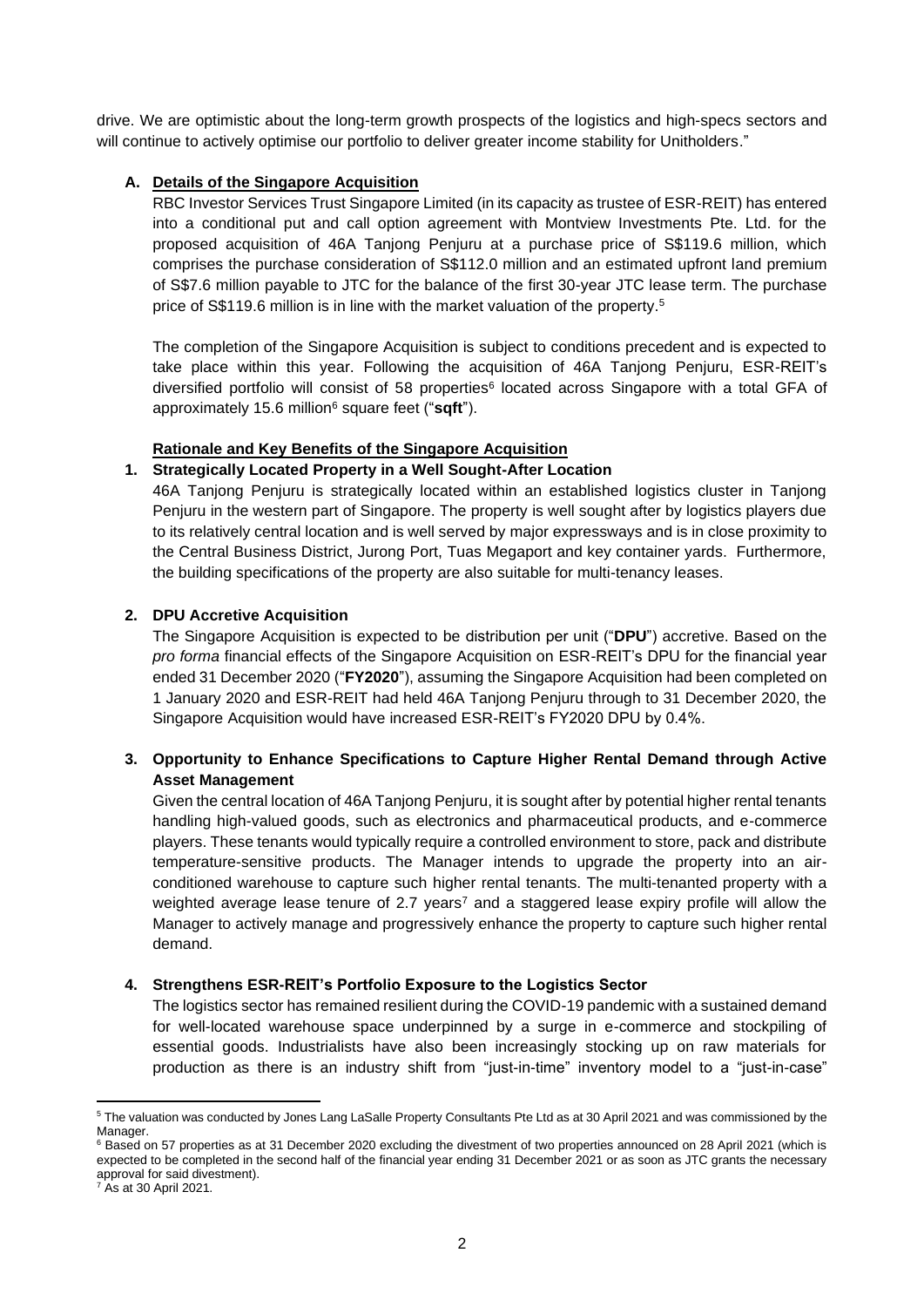drive. We are optimistic about the long-term growth prospects of the logistics and high-specs sectors and will continue to actively optimise our portfolio to deliver greater income stability for Unitholders."

**A. Details of the Singapore Acquisition**

RBC Investor Services Trust Singapore Limited (in its capacity as trustee of ESR-REIT) has entered into a conditional put and call option agreement with Montview Investments Pte. Ltd. for the proposed acquisition of 46A Tanjong Penjuru at a purchase price of S$119.6 million, which comprises the purchase consideration of S$112.0 million and an estimated upfront land premium of S$7.6 million payable to JTC for the balance of the first 30-year JTC lease term. The purchase price of S$119.6 million is in line with the market valuation of the property.[5]

The completion of the Singapore Acquisition is subject to conditions precedent and is expected to take place within this year. Following the acquisition of 46A Tanjong Penjuru, ESR-REIT's diversified portfolio will consist of 58 properties[6] located across Singapore with a total GFA of approximately 15.6 million[6] square feet ("**sqft**").

**Rationale and Key Benefits of the Singapore Acquisition**

**1. Strategically Located Property in a Well Sought-After Location**

46A Tanjong Penjuru is strategically located within an established logistics cluster in Tanjong Penjuru in the western part of Singapore. The property is well sought after by logistics players due to its relatively central location and is well served by major expressways and is in close proximity to the Central Business District, Jurong Port, Tuas Megaport and key container yards. Furthermore, the building specifications of the property are also suitable for multi-tenancy leases.

**2. DPU Accretive Acquisition**

The Singapore Acquisition is expected to be distribution per unit ("**DPU**") accretive. Based on the *pro forma* financial effects of the Singapore Acquisition on ESR-REIT's DPU for the financial year ended 31 December 2020 ("**FY2020**"), assuming the Singapore Acquisition had been completed on 1 January 2020 and ESR-REIT had held 46A Tanjong Penjuru through to 31 December 2020, the Singapore Acquisition would have increased ESR-REIT's FY2020 DPU by 0.4%.

**3. Opportunity to Enhance Specifications to Capture Higher Rental Demand through Active Asset Management**

Given the central location of 46A Tanjong Penjuru, it is sought after by potential higher rental tenants handling high-valued goods, such as electronics and pharmaceutical products, and e-commerce players. These tenants would typically require a controlled environment to store, pack and distribute temperature-sensitive products. The Manager intends to upgrade the property into an air-conditioned warehouse to capture such higher rental tenants. The multi-tenanted property with a weighted average lease tenure of 2.7 years[7] and a staggered lease expiry profile will allow the Manager to actively manage and progressively enhance the property to capture such higher rental demand.

**4. Strengthens ESR-REIT's Portfolio Exposure to the Logistics Sector**

The logistics sector has remained resilient during the COVID-19 pandemic with a sustained demand for well-located warehouse space underpinned by a surge in e-commerce and stockpiling of essential goods. Industrialists have also been increasingly stocking up on raw materials for production as there is an industry shift from "just-in-time" inventory model to a "just-in-case"

---

[5] The valuation was conducted by Jones Lang LaSalle Property Consultants Pte Ltd as at 30 April 2021 and was commissioned by the Manager.

[6] Based on 57 properties as at 31 December 2020 excluding the divestment of two properties announced on 28 April 2021 (which is expected to be completed in the second half of the financial year ending 31 December 2021 or as soon as JTC grants the necessary approval for said divestment).

[7] As at 30 April 2021.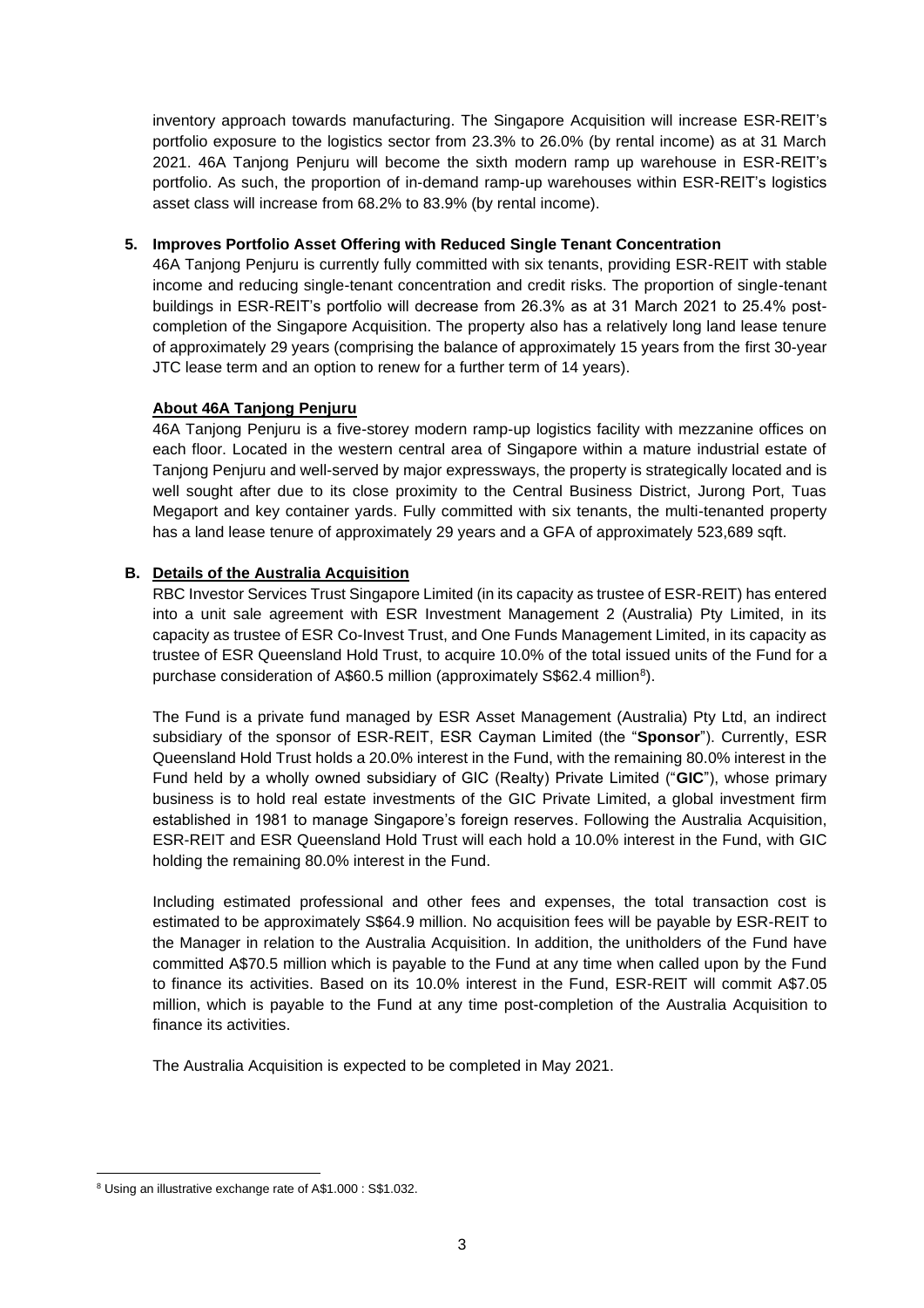inventory approach towards manufacturing. The Singapore Acquisition will increase ESR-REIT's portfolio exposure to the logistics sector from 23.3% to 26.0% (by rental income) as at 31 March 2021. 46A Tanjong Penjuru will become the sixth modern ramp up warehouse in ESR-REIT's portfolio. As such, the proportion of in-demand ramp-up warehouses within ESR-REIT's logistics asset class will increase from 68.2% to 83.9% (by rental income).

**5. Improves Portfolio Asset Offering with Reduced Single Tenant Concentration**

46A Tanjong Penjuru is currently fully committed with six tenants, providing ESR-REIT with stable income and reducing single-tenant concentration and credit risks. The proportion of single-tenant buildings in ESR-REIT's portfolio will decrease from 26.3% as at 31 March 2021 to 25.4% post-completion of the Singapore Acquisition. The property also has a relatively long land lease tenure of approximately 29 years (comprising the balance of approximately 15 years from the first 30-year JTC lease term and an option to renew for a further term of 14 years).

**About 46A Tanjong Penjuru**

46A Tanjong Penjuru is a five-storey modern ramp-up logistics facility with mezzanine offices on each floor. Located in the western central area of Singapore within a mature industrial estate of Tanjong Penjuru and well-served by major expressways, the property is strategically located and is well sought after due to its close proximity to the Central Business District, Jurong Port, Tuas Megaport and key container yards. Fully committed with six tenants, the multi-tenanted property has a land lease tenure of approximately 29 years and a GFA of approximately 523,689 sqft.

## B. Details of the Australia Acquisition

RBC Investor Services Trust Singapore Limited (in its capacity as trustee of ESR-REIT) has entered into a unit sale agreement with ESR Investment Management 2 (Australia) Pty Limited, in its capacity as trustee of ESR Co-Invest Trust, and One Funds Management Limited, in its capacity as trustee of ESR Queensland Hold Trust, to acquire 10.0% of the total issued units of the Fund for a purchase consideration of A$60.5 million (approximately S$62.4 million[8]).

The Fund is a private fund managed by ESR Asset Management (Australia) Pty Ltd, an indirect subsidiary of the sponsor of ESR-REIT, ESR Cayman Limited (the "**Sponsor**"). Currently, ESR Queensland Hold Trust holds a 20.0% interest in the Fund, with the remaining 80.0% interest in the Fund held by a wholly owned subsidiary of GIC (Realty) Private Limited ("**GIC**"), whose primary business is to hold real estate investments of the GIC Private Limited, a global investment firm established in 1981 to manage Singapore's foreign reserves. Following the Australia Acquisition, ESR-REIT and ESR Queensland Hold Trust will each hold a 10.0% interest in the Fund, with GIC holding the remaining 80.0% interest in the Fund.

Including estimated professional and other fees and expenses, the total transaction cost is estimated to be approximately S$64.9 million. No acquisition fees will be payable by ESR-REIT to the Manager in relation to the Australia Acquisition. In addition, the unitholders of the Fund have committed A$70.5 million which is payable to the Fund at any time when called upon by the Fund to finance its activities. Based on its 10.0% interest in the Fund, ESR-REIT will commit A$7.05 million, which is payable to the Fund at any time post-completion of the Australia Acquisition to finance its activities.

The Australia Acquisition is expected to be completed in May 2021.

---

[8] Using an illustrative exchange rate of A$1.000 : S$1.032.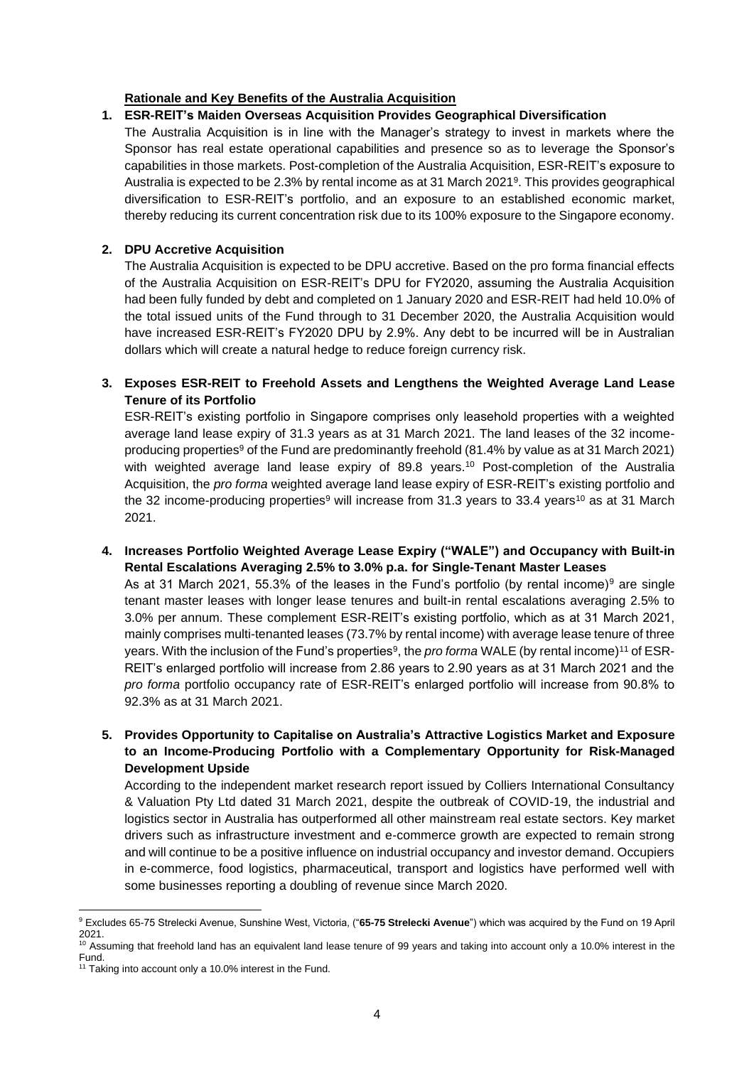**Rationale and Key Benefits of the Australia Acquisition**

1. **ESR-REIT's Maiden Overseas Acquisition Provides Geographical Diversification**

   The Australia Acquisition is in line with the Manager's strategy to invest in markets where the Sponsor has real estate operational capabilities and presence so as to leverage the Sponsor's capabilities in those markets. Post-completion of the Australia Acquisition, ESR-REIT's exposure to Australia is expected to be 2.3% by rental income as at 31 March 2021[9]. This provides geographical diversification to ESR-REIT's portfolio, and an exposure to an established economic market, thereby reducing its current concentration risk due to its 100% exposure to the Singapore economy.

2. **DPU Accretive Acquisition**

   The Australia Acquisition is expected to be DPU accretive. Based on the pro forma financial effects of the Australia Acquisition on ESR-REIT's DPU for FY2020, assuming the Australia Acquisition had been fully funded by debt and completed on 1 January 2020 and ESR-REIT had held 10.0% of the total issued units of the Fund through to 31 December 2020, the Australia Acquisition would have increased ESR-REIT's FY2020 DPU by 2.9%. Any debt to be incurred will be in Australian dollars which will create a natural hedge to reduce foreign currency risk.

3. **Exposes ESR-REIT to Freehold Assets and Lengthens the Weighted Average Land Lease Tenure of its Portfolio**

   ESR-REIT's existing portfolio in Singapore comprises only leasehold properties with a weighted average land lease expiry of 31.3 years as at 31 March 2021. The land leases of the 32 income-producing properties[9] of the Fund are predominantly freehold (81.4% by value as at 31 March 2021) with weighted average land lease expiry of 89.8 years.[10] Post-completion of the Australia Acquisition, the *pro forma* weighted average land lease expiry of ESR-REIT's existing portfolio and the 32 income-producing properties[9] will increase from 31.3 years to 33.4 years[10] as at 31 March 2021.

4. **Increases Portfolio Weighted Average Lease Expiry ("WALE") and Occupancy with Built-in Rental Escalations Averaging 2.5% to 3.0% p.a. for Single-Tenant Master Leases**

   As at 31 March 2021, 55.3% of the leases in the Fund's portfolio (by rental income)[9] are single tenant master leases with longer lease tenures and built-in rental escalations averaging 2.5% to 3.0% per annum. These complement ESR-REIT's existing portfolio, which as at 31 March 2021, mainly comprises multi-tenanted leases (73.7% by rental income) with average lease tenure of three years. With the inclusion of the Fund's properties[9], the *pro forma* WALE (by rental income)[11] of ESR-REIT's enlarged portfolio will increase from 2.86 years to 2.90 years as at 31 March 2021 and the *pro forma* portfolio occupancy rate of ESR-REIT's enlarged portfolio will increase from 90.8% to 92.3% as at 31 March 2021.

5. **Provides Opportunity to Capitalise on Australia's Attractive Logistics Market and Exposure to an Income-Producing Portfolio with a Complementary Opportunity for Risk-Managed Development Upside**

   According to the independent market research report issued by Colliers International Consultancy & Valuation Pty Ltd dated 31 March 2021, despite the outbreak of COVID-19, the industrial and logistics sector in Australia has outperformed all other mainstream real estate sectors. Key market drivers such as infrastructure investment and e-commerce growth are expected to remain strong and will continue to be a positive influence on industrial occupancy and investor demand. Occupiers in e-commerce, food logistics, pharmaceutical, transport and logistics have performed well with some businesses reporting a doubling of revenue since March 2020.

---

[9] Excludes 65-75 Strelecki Avenue, Sunshine West, Victoria, ("**65-75 Strelecki Avenue**") which was acquired by the Fund on 19 April 2021.

[10] Assuming that freehold land has an equivalent land lease tenure of 99 years and taking into account only a 10.0% interest in the Fund.

[11] Taking into account only a 10.0% interest in the Fund.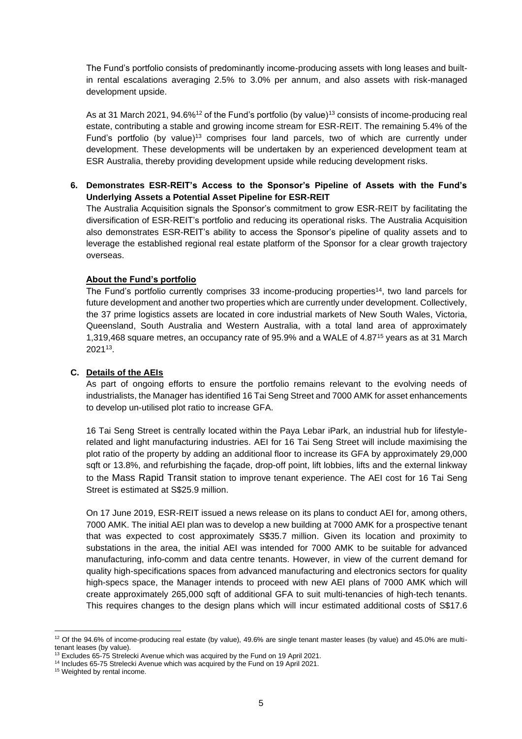The Fund's portfolio consists of predominantly income-producing assets with long leases and built-in rental escalations averaging 2.5% to 3.0% per annum, and also assets with risk-managed development upside.

As at 31 March 2021, 94.6%[12] of the Fund's portfolio (by value)[13] consists of income-producing real estate, contributing a stable and growing income stream for ESR-REIT. The remaining 5.4% of the Fund's portfolio (by value)[13] comprises four land parcels, two of which are currently under development. These developments will be undertaken by an experienced development team at ESR Australia, thereby providing development upside while reducing development risks.

**6. Demonstrates ESR-REIT's Access to the Sponsor's Pipeline of Assets with the Fund's Underlying Assets a Potential Asset Pipeline for ESR-REIT**

The Australia Acquisition signals the Sponsor's commitment to grow ESR-REIT by facilitating the diversification of ESR-REIT's portfolio and reducing its operational risks. The Australia Acquisition also demonstrates ESR-REIT's ability to access the Sponsor's pipeline of quality assets and to leverage the established regional real estate platform of the Sponsor for a clear growth trajectory overseas.

**About the Fund's portfolio**

The Fund's portfolio currently comprises 33 income-producing properties[14], two land parcels for future development and another two properties which are currently under development. Collectively, the 37 prime logistics assets are located in core industrial markets of New South Wales, Victoria, Queensland, South Australia and Western Australia, with a total land area of approximately 1,319,468 square metres, an occupancy rate of 95.9% and a WALE of 4.87[15] years as at 31 March 2021[13].

## C. Details of the AEIs

As part of ongoing efforts to ensure the portfolio remains relevant to the evolving needs of industrialists, the Manager has identified 16 Tai Seng Street and 7000 AMK for asset enhancements to develop un-utilised plot ratio to increase GFA.

16 Tai Seng Street is centrally located within the Paya Lebar iPark, an industrial hub for lifestyle-related and light manufacturing industries. AEI for 16 Tai Seng Street will include maximising the plot ratio of the property by adding an additional floor to increase its GFA by approximately 29,000 sqft or 13.8%, and refurbishing the façade, drop-off point, lift lobbies, lifts and the external linkway to the Mass Rapid Transit station to improve tenant experience. The AEI cost for 16 Tai Seng Street is estimated at S$25.9 million.

On 17 June 2019, ESR-REIT issued a news release on its plans to conduct AEI for, among others, 7000 AMK. The initial AEI plan was to develop a new building at 7000 AMK for a prospective tenant that was expected to cost approximately S$35.7 million. Given its location and proximity to substations in the area, the initial AEI was intended for 7000 AMK to be suitable for advanced manufacturing, info-comm and data centre tenants. However, in view of the current demand for quality high-specifications spaces from advanced manufacturing and electronics sectors for quality high-specs space, the Manager intends to proceed with new AEI plans of 7000 AMK which will create approximately 265,000 sqft of additional GFA to suit multi-tenancies of high-tech tenants. This requires changes to the design plans which will incur estimated additional costs of S$17.6

---

[12] Of the 94.6% of income-producing real estate (by value), 49.6% are single tenant master leases (by value) and 45.0% are multi-tenant leases (by value).

[13] Excludes 65-75 Strelecki Avenue which was acquired by the Fund on 19 April 2021.

[14] Includes 65-75 Strelecki Avenue which was acquired by the Fund on 19 April 2021.

[15] Weighted by rental income.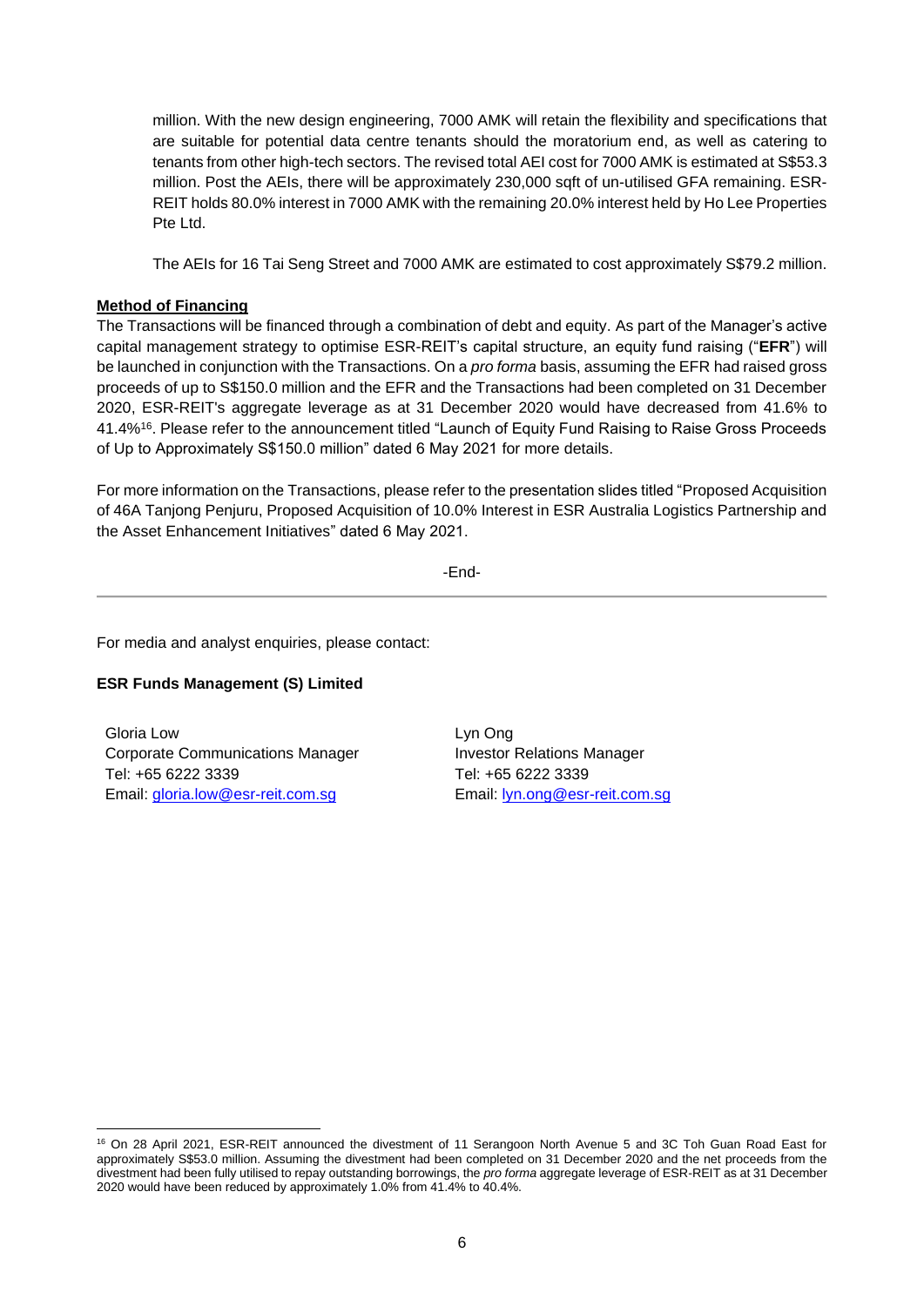million. With the new design engineering, 7000 AMK will retain the flexibility and specifications that are suitable for potential data centre tenants should the moratorium end, as well as catering to tenants from other high-tech sectors. The revised total AEI cost for 7000 AMK is estimated at S$53.3 million. Post the AEIs, there will be approximately 230,000 sqft of un-utilised GFA remaining. ESR-REIT holds 80.0% interest in 7000 AMK with the remaining 20.0% interest held by Ho Lee Properties Pte Ltd.

The AEIs for 16 Tai Seng Street and 7000 AMK are estimated to cost approximately S$79.2 million.

**Method of Financing**

The Transactions will be financed through a combination of debt and equity. As part of the Manager's active capital management strategy to optimise ESR-REIT's capital structure, an equity fund raising ("**EFR**") will be launched in conjunction with the Transactions. On a *pro forma* basis, assuming the EFR had raised gross proceeds of up to S$150.0 million and the EFR and the Transactions had been completed on 31 December 2020, ESR-REIT's aggregate leverage as at 31 December 2020 would have decreased from 41.6% to 41.4%[16]. Please refer to the announcement titled "Launch of Equity Fund Raising to Raise Gross Proceeds of Up to Approximately S$150.0 million" dated 6 May 2021 for more details.

For more information on the Transactions, please refer to the presentation slides titled "Proposed Acquisition of 46A Tanjong Penjuru, Proposed Acquisition of 10.0% Interest in ESR Australia Logistics Partnership and the Asset Enhancement Initiatives" dated 6 May 2021.

-End-

---

For media and analyst enquiries, please contact:

**ESR Funds Management (S) Limited**

Gloria Low
Corporate Communications Manager
Tel: +65 6222 3339
Email: gloria.low@esr-reit.com.sg

Lyn Ong
Investor Relations Manager
Tel: +65 6222 3339
Email: lyn.ong@esr-reit.com.sg

---

[16] On 28 April 2021, ESR-REIT announced the divestment of 11 Serangoon North Avenue 5 and 3C Toh Guan Road East for approximately S$53.0 million. Assuming the divestment had been completed on 31 December 2020 and the net proceeds from the divestment had been fully utilised to repay outstanding borrowings, the *pro forma* aggregate leverage of ESR-REIT as at 31 December 2020 would have been reduced by approximately 1.0% from 41.4% to 40.4%.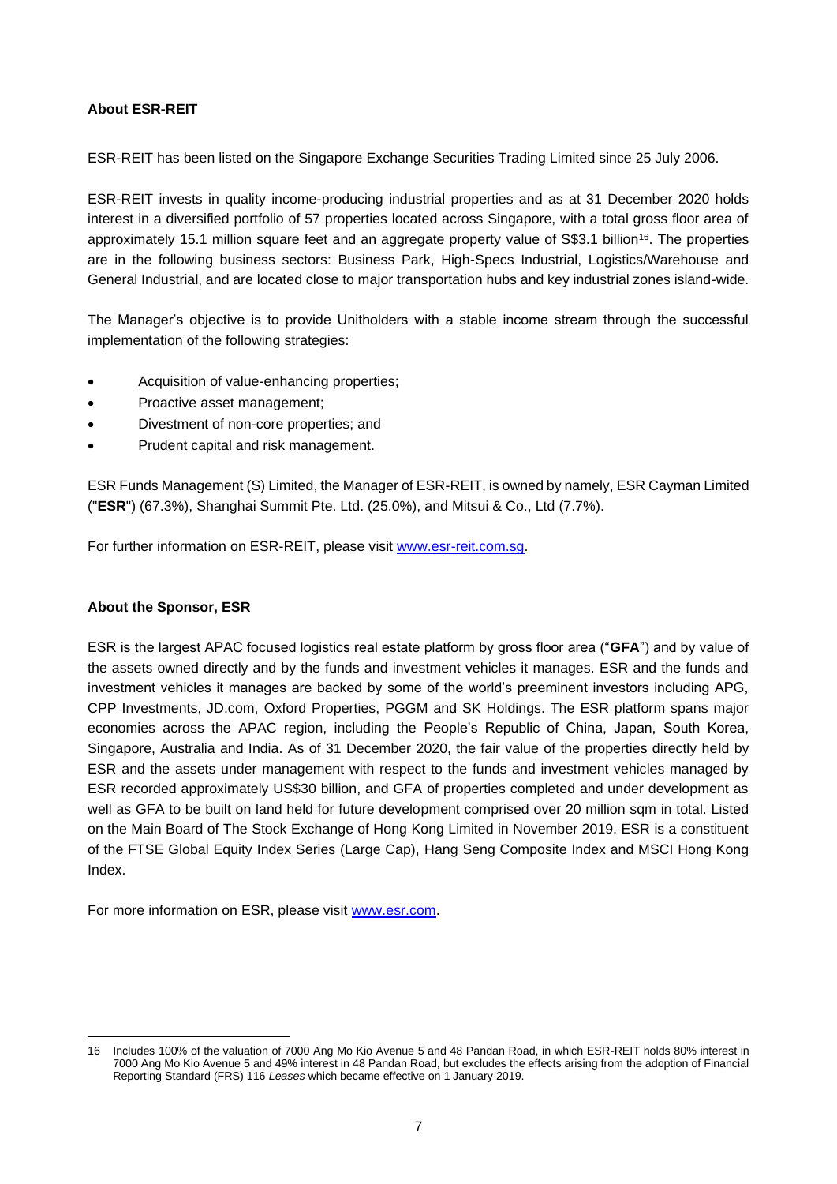**About ESR-REIT**

ESR-REIT has been listed on the Singapore Exchange Securities Trading Limited since 25 July 2006.

ESR-REIT invests in quality income-producing industrial properties and as at 31 December 2020 holds interest in a diversified portfolio of 57 properties located across Singapore, with a total gross floor area of approximately 15.1 million square feet and an aggregate property value of S$3.1 billion[16]. The properties are in the following business sectors: Business Park, High-Specs Industrial, Logistics/Warehouse and General Industrial, and are located close to major transportation hubs and key industrial zones island-wide.

The Manager's objective is to provide Unitholders with a stable income stream through the successful implementation of the following strategies:

- Acquisition of value-enhancing properties;
- Proactive asset management;
- Divestment of non-core properties; and
- Prudent capital and risk management.

ESR Funds Management (S) Limited, the Manager of ESR-REIT, is owned by namely, ESR Cayman Limited ("**ESR**") (67.3%), Shanghai Summit Pte. Ltd. (25.0%), and Mitsui & Co., Ltd (7.7%).

For further information on ESR-REIT, please visit www.esr-reit.com.sg.

**About the Sponsor, ESR**

ESR is the largest APAC focused logistics real estate platform by gross floor area ("**GFA**") and by value of the assets owned directly and by the funds and investment vehicles it manages. ESR and the funds and investment vehicles it manages are backed by some of the world's preeminent investors including APG, CPP Investments, JD.com, Oxford Properties, PGGM and SK Holdings. The ESR platform spans major economies across the APAC region, including the People's Republic of China, Japan, South Korea, Singapore, Australia and India. As of 31 December 2020, the fair value of the properties directly held by ESR and the assets under management with respect to the funds and investment vehicles managed by ESR recorded approximately US$30 billion, and GFA of properties completed and under development as well as GFA to be built on land held for future development comprised over 20 million sqm in total. Listed on the Main Board of The Stock Exchange of Hong Kong Limited in November 2019, ESR is a constituent of the FTSE Global Equity Index Series (Large Cap), Hang Seng Composite Index and MSCI Hong Kong Index.

For more information on ESR, please visit www.esr.com.

---

16 Includes 100% of the valuation of 7000 Ang Mo Kio Avenue 5 and 48 Pandan Road, in which ESR-REIT holds 80% interest in 7000 Ang Mo Kio Avenue 5 and 49% interest in 48 Pandan Road, but excludes the effects arising from the adoption of Financial Reporting Standard (FRS) 116 *Leases* which became effective on 1 January 2019.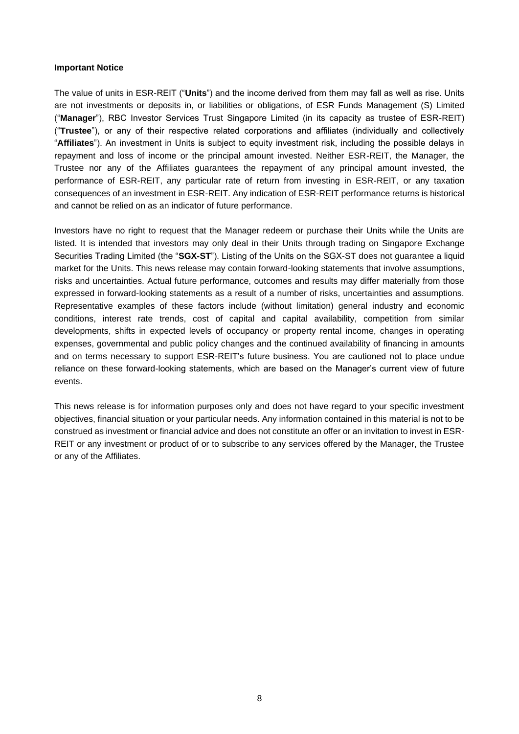**Important Notice**

The value of units in ESR-REIT ("**Units**") and the income derived from them may fall as well as rise. Units are not investments or deposits in, or liabilities or obligations, of ESR Funds Management (S) Limited ("**Manager**"), RBC Investor Services Trust Singapore Limited (in its capacity as trustee of ESR-REIT) ("**Trustee**"), or any of their respective related corporations and affiliates (individually and collectively "**Affiliates**"). An investment in Units is subject to equity investment risk, including the possible delays in repayment and loss of income or the principal amount invested. Neither ESR-REIT, the Manager, the Trustee nor any of the Affiliates guarantees the repayment of any principal amount invested, the performance of ESR-REIT, any particular rate of return from investing in ESR-REIT, or any taxation consequences of an investment in ESR-REIT. Any indication of ESR-REIT performance returns is historical and cannot be relied on as an indicator of future performance.

Investors have no right to request that the Manager redeem or purchase their Units while the Units are listed. It is intended that investors may only deal in their Units through trading on Singapore Exchange Securities Trading Limited (the "**SGX-ST**"). Listing of the Units on the SGX-ST does not guarantee a liquid market for the Units. This news release may contain forward-looking statements that involve assumptions, risks and uncertainties. Actual future performance, outcomes and results may differ materially from those expressed in forward-looking statements as a result of a number of risks, uncertainties and assumptions. Representative examples of these factors include (without limitation) general industry and economic conditions, interest rate trends, cost of capital and capital availability, competition from similar developments, shifts in expected levels of occupancy or property rental income, changes in operating expenses, governmental and public policy changes and the continued availability of financing in amounts and on terms necessary to support ESR-REIT's future business. You are cautioned not to place undue reliance on these forward-looking statements, which are based on the Manager's current view of future events.

This news release is for information purposes only and does not have regard to your specific investment objectives, financial situation or your particular needs. Any information contained in this material is not to be construed as investment or financial advice and does not constitute an offer or an invitation to invest in ESR-REIT or any investment or product of or to subscribe to any services offered by the Manager, the Trustee or any of the Affiliates.